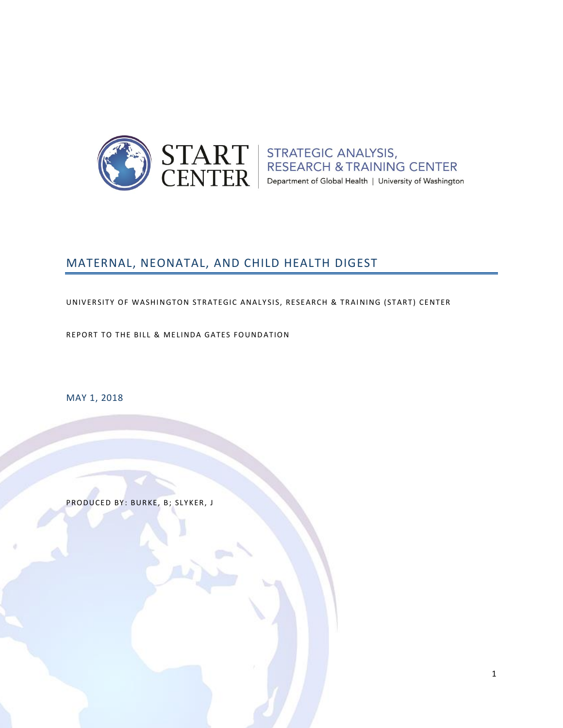START CENTER | STRATEGIC ANALYSIS, RESEARCH & TRAINING CENTER
Department of Global Health | University of Washington

# MATERNAL, NEONATAL, AND CHILD HEALTH DIGEST

UNIVERSITY OF WASHINGTON STRATEGIC ANALYSIS, RESEARCH & TRAINING (START) CENTER

REPORT TO THE BILL & MELINDA GATES FOUNDATION

MAY 1, 2018

PRODUCED BY: BURKE, B; SLYKER, J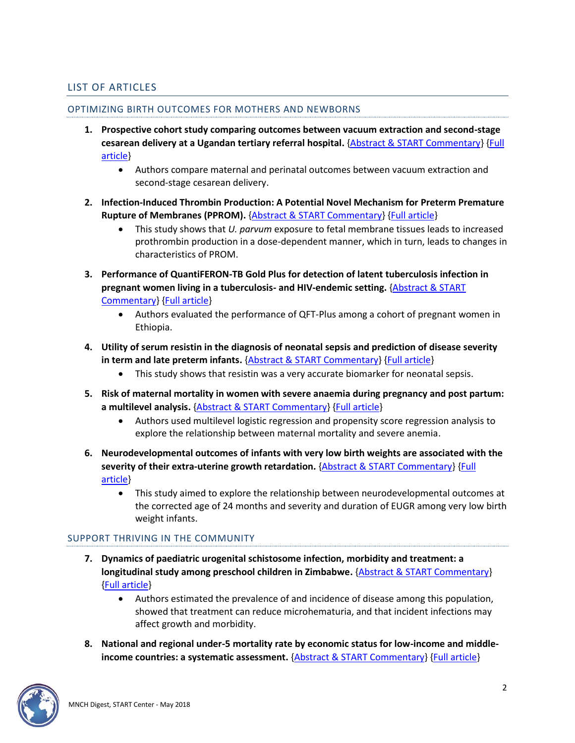## LIST OF ARTICLES

### OPTIMIZING BIRTH OUTCOMES FOR MOTHERS AND NEWBORNS

1. **Prospective cohort study comparing outcomes between vacuum extraction and second-stage cesarean delivery at a Ugandan tertiary referral hospital.** {Abstract & START Commentary} {Full article}
   - Authors compare maternal and perinatal outcomes between vacuum extraction and second-stage cesarean delivery.
2. **Infection-Induced Thrombin Production: A Potential Novel Mechanism for Preterm Premature Rupture of Membranes (PPROM).** {Abstract & START Commentary} {Full article}
   - This study shows that *U. parvum* exposure to fetal membrane tissues leads to increased prothrombin production in a dose-dependent manner, which in turn, leads to changes in characteristics of PROM.
3. **Performance of QuantiFERON-TB Gold Plus for detection of latent tuberculosis infection in pregnant women living in a tuberculosis- and HIV-endemic setting.** {Abstract & START Commentary} {Full article}
   - Authors evaluated the performance of QFT-Plus among a cohort of pregnant women in Ethiopia.
4. **Utility of serum resistin in the diagnosis of neonatal sepsis and prediction of disease severity in term and late preterm infants.** {Abstract & START Commentary} {Full article}
   - This study shows that resistin was a very accurate biomarker for neonatal sepsis.
5. **Risk of maternal mortality in women with severe anaemia during pregnancy and post partum: a multilevel analysis.** {Abstract & START Commentary} {Full article}
   - Authors used multilevel logistic regression and propensity score regression analysis to explore the relationship between maternal mortality and severe anemia.
6. **Neurodevelopmental outcomes of infants with very low birth weights are associated with the severity of their extra-uterine growth retardation.** {Abstract & START Commentary} {Full article}
   - This study aimed to explore the relationship between neurodevelopmental outcomes at the corrected age of 24 months and severity and duration of EUGR among very low birth weight infants.

### SUPPORT THRIVING IN THE COMMUNITY

7. **Dynamics of paediatric urogenital schistosome infection, morbidity and treatment: a longitudinal study among preschool children in Zimbabwe.** {Abstract & START Commentary} {Full article}
   - Authors estimated the prevalence of and incidence of disease among this population, showed that treatment can reduce microhematuria, and that incident infections may affect growth and morbidity.
8. **National and regional under-5 mortality rate by economic status for low-income and middle-income countries: a systematic assessment.** {Abstract & START Commentary} {Full article}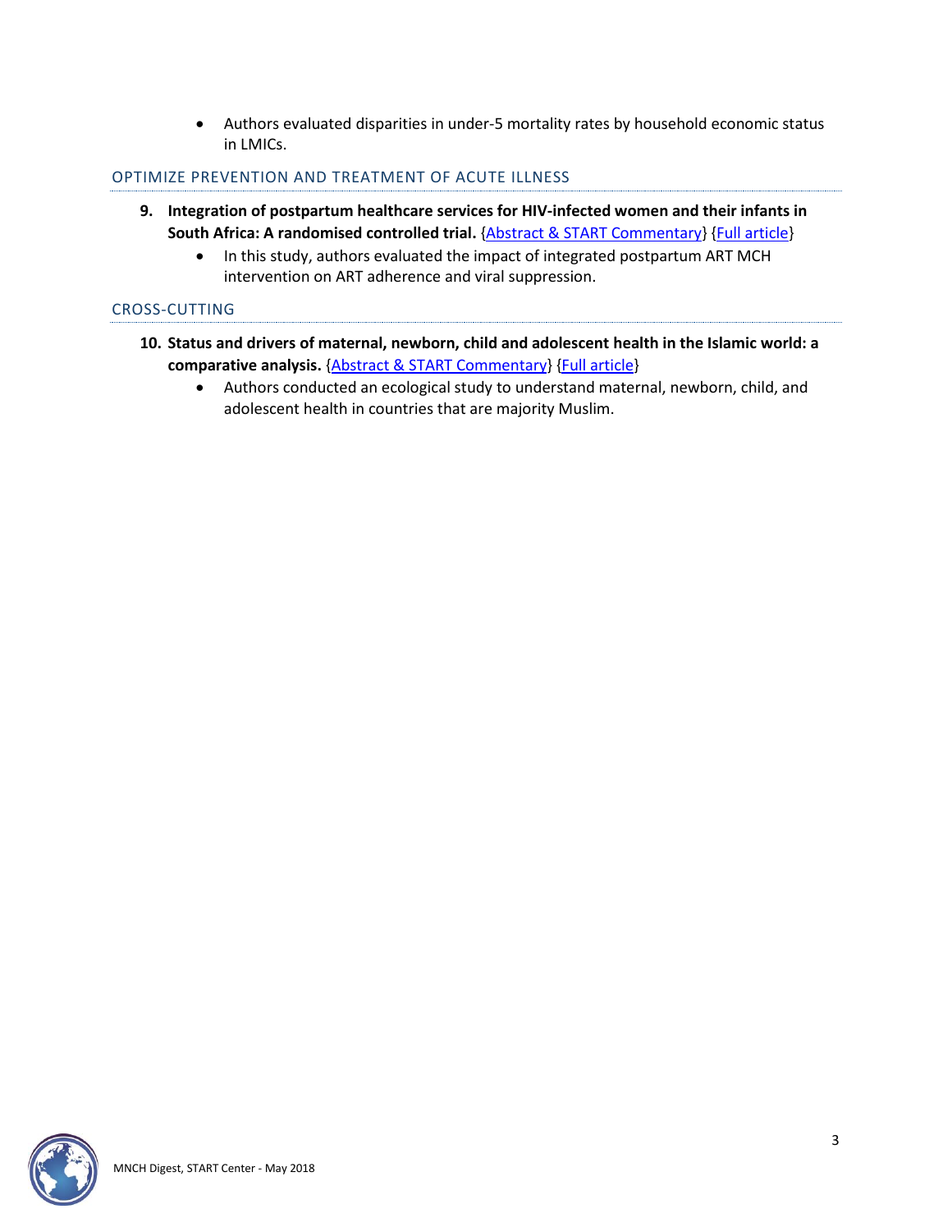- Authors evaluated disparities in under-5 mortality rates by household economic status in LMICs.

## OPTIMIZE PREVENTION AND TREATMENT OF ACUTE ILLNESS

9. **Integration of postpartum healthcare services for HIV-infected women and their infants in South Africa: A randomised controlled trial.** {Abstract & START Commentary} {Full article}
   - In this study, authors evaluated the impact of integrated postpartum ART MCH intervention on ART adherence and viral suppression.

## CROSS-CUTTING

10. **Status and drivers of maternal, newborn, child and adolescent health in the Islamic world: a comparative analysis.** {Abstract & START Commentary} {Full article}
    - Authors conducted an ecological study to understand maternal, newborn, child, and adolescent health in countries that are majority Muslim.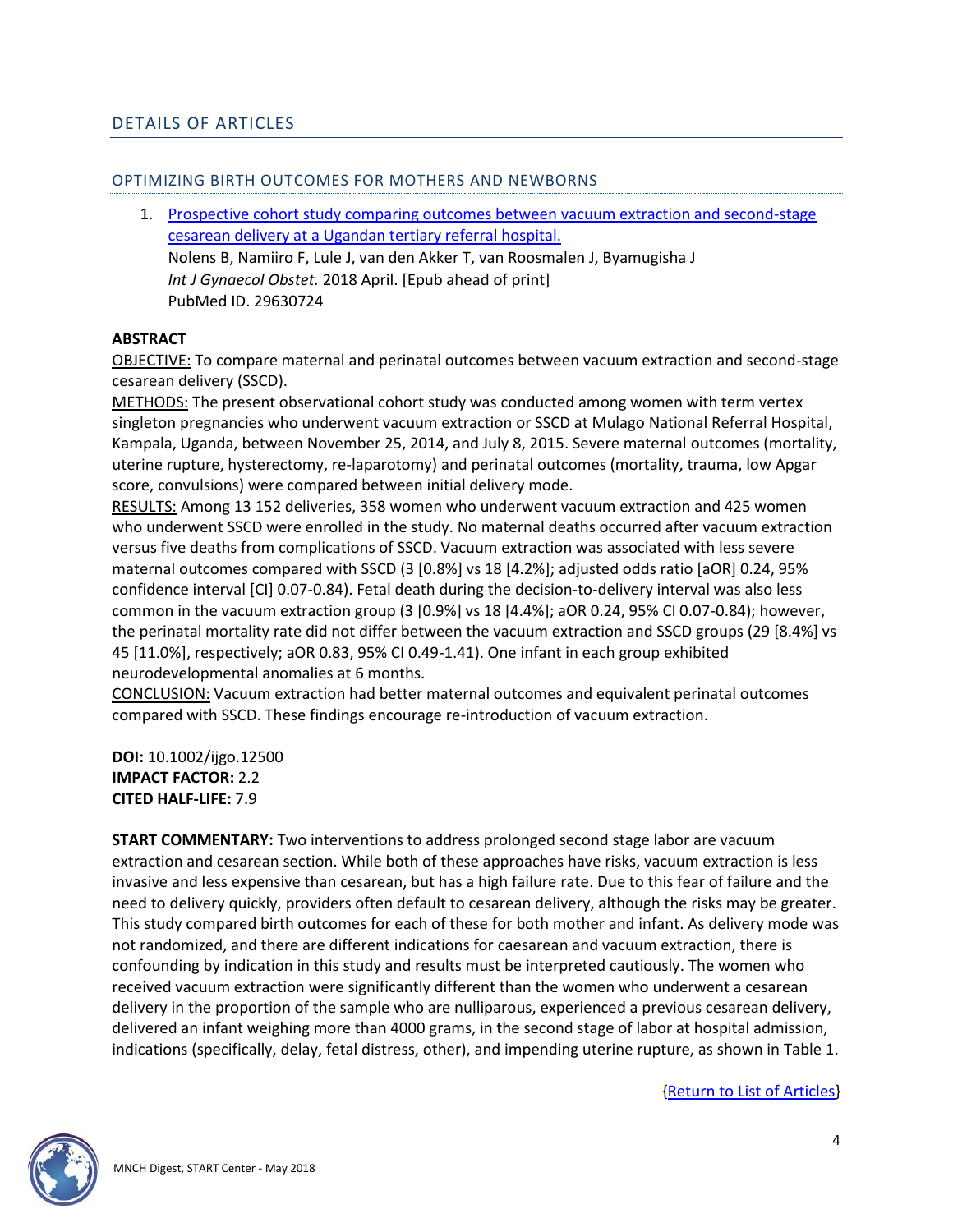## DETAILS OF ARTICLES

### OPTIMIZING BIRTH OUTCOMES FOR MOTHERS AND NEWBORNS

1. [Prospective cohort study comparing outcomes between vacuum extraction and second-stage cesarean delivery at a Ugandan tertiary referral hospital.](#)
   Nolens B, Namiiro F, Lule J, van den Akker T, van Roosmalen J, Byamugisha J
   *Int J Gynaecol Obstet.* 2018 April. [Epub ahead of print]
   PubMed ID. 29630724

**ABSTRACT**

OBJECTIVE: To compare maternal and perinatal outcomes between vacuum extraction and second-stage cesarean delivery (SSCD).

METHODS: The present observational cohort study was conducted among women with term vertex singleton pregnancies who underwent vacuum extraction or SSCD at Mulago National Referral Hospital, Kampala, Uganda, between November 25, 2014, and July 8, 2015. Severe maternal outcomes (mortality, uterine rupture, hysterectomy, re-laparotomy) and perinatal outcomes (mortality, trauma, low Apgar score, convulsions) were compared between initial delivery mode.

RESULTS: Among 13 152 deliveries, 358 women who underwent vacuum extraction and 425 women who underwent SSCD were enrolled in the study. No maternal deaths occurred after vacuum extraction versus five deaths from complications of SSCD. Vacuum extraction was associated with less severe maternal outcomes compared with SSCD (3 [0.8%] vs 18 [4.2%]; adjusted odds ratio [aOR] 0.24, 95% confidence interval [CI] 0.07-0.84). Fetal death during the decision-to-delivery interval was also less common in the vacuum extraction group (3 [0.9%] vs 18 [4.4%]; aOR 0.24, 95% CI 0.07-0.84); however, the perinatal mortality rate did not differ between the vacuum extraction and SSCD groups (29 [8.4%] vs 45 [11.0%], respectively; aOR 0.83, 95% CI 0.49-1.41). One infant in each group exhibited neurodevelopmental anomalies at 6 months.

CONCLUSION: Vacuum extraction had better maternal outcomes and equivalent perinatal outcomes compared with SSCD. These findings encourage re-introduction of vacuum extraction.

**DOI:** 10.1002/ijgo.12500
**IMPACT FACTOR:** 2.2
**CITED HALF-LIFE:** 7.9

**START COMMENTARY:** Two interventions to address prolonged second stage labor are vacuum extraction and cesarean section. While both of these approaches have risks, vacuum extraction is less invasive and less expensive than cesarean, but has a high failure rate. Due to this fear of failure and the need to delivery quickly, providers often default to cesarean delivery, although the risks may be greater. This study compared birth outcomes for each of these for both mother and infant. As delivery mode was not randomized, and there are different indications for caesarean and vacuum extraction, there is confounding by indication in this study and results must be interpreted cautiously. The women who received vacuum extraction were significantly different than the women who underwent a cesarean delivery in the proportion of the sample who are nulliparous, experienced a previous cesarean delivery, delivered an infant weighing more than 4000 grams, in the second stage of labor at hospital admission, indications (specifically, delay, fetal distress, other), and impending uterine rupture, as shown in Table 1.

{[Return to List of Articles](#)}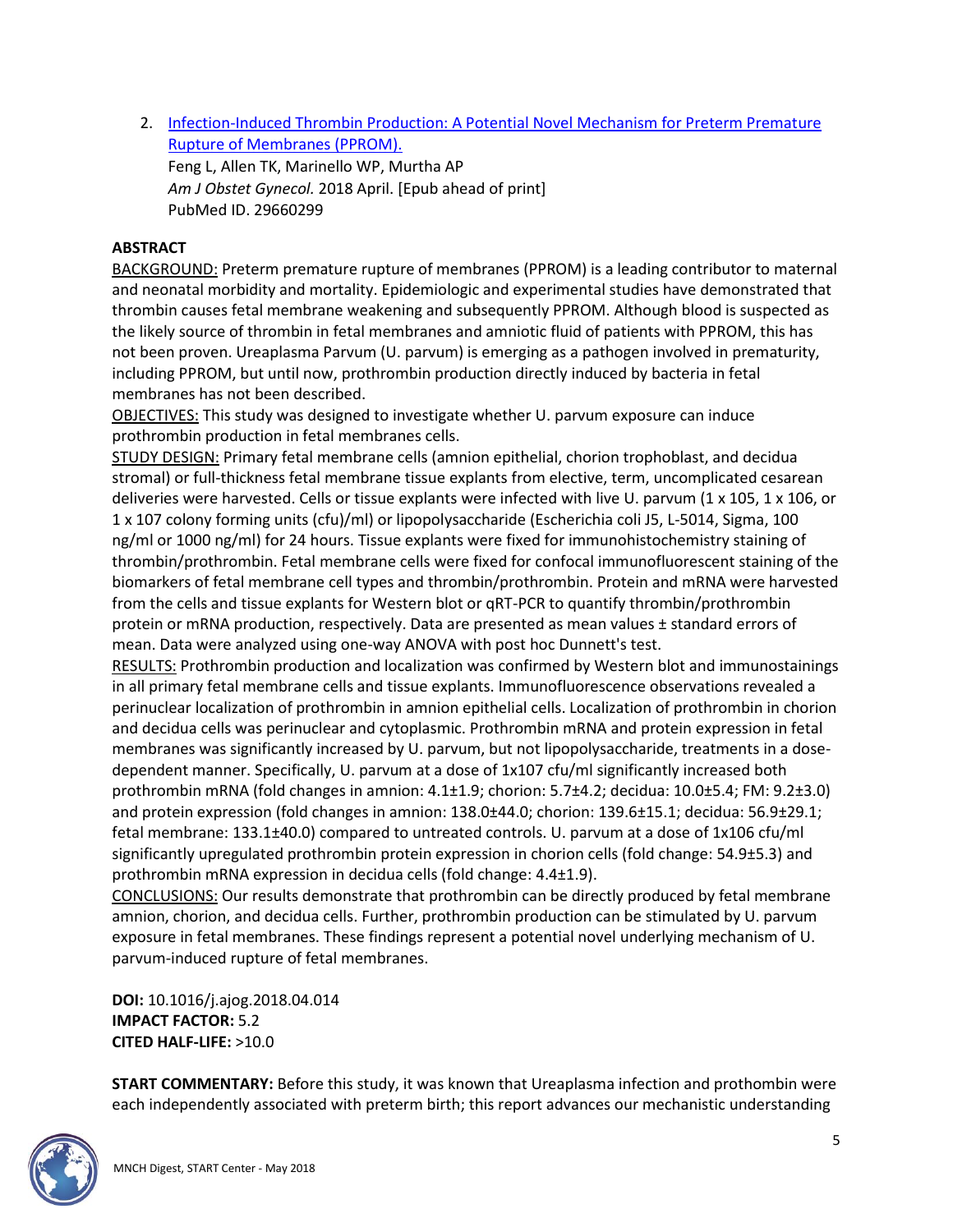2. [Infection-Induced Thrombin Production: A Potential Novel Mechanism for Preterm Premature Rupture of Membranes (PPROM).](#)
   Feng L, Allen TK, Marinello WP, Murtha AP
   *Am J Obstet Gynecol.* 2018 April. [Epub ahead of print]
   PubMed ID. 29660299

**ABSTRACT**

BACKGROUND: Preterm premature rupture of membranes (PPROM) is a leading contributor to maternal and neonatal morbidity and mortality. Epidemiologic and experimental studies have demonstrated that thrombin causes fetal membrane weakening and subsequently PPROM. Although blood is suspected as the likely source of thrombin in fetal membranes and amniotic fluid of patients with PPROM, this has not been proven. Ureaplasma Parvum (U. parvum) is emerging as a pathogen involved in prematurity, including PPROM, but until now, prothrombin production directly induced by bacteria in fetal membranes has not been described.

OBJECTIVES: This study was designed to investigate whether U. parvum exposure can induce prothrombin production in fetal membranes cells.

STUDY DESIGN: Primary fetal membrane cells (amnion epithelial, chorion trophoblast, and decidua stromal) or full-thickness fetal membrane tissue explants from elective, term, uncomplicated cesarean deliveries were harvested. Cells or tissue explants were infected with live U. parvum (1 x 105, 1 x 106, or 1 x 107 colony forming units (cfu)/ml) or lipopolysaccharide (Escherichia coli J5, L-5014, Sigma, 100 ng/ml or 1000 ng/ml) for 24 hours. Tissue explants were fixed for immunohistochemistry staining of thrombin/prothrombin. Fetal membrane cells were fixed for confocal immunofluorescent staining of the biomarkers of fetal membrane cell types and thrombin/prothrombin. Protein and mRNA were harvested from the cells and tissue explants for Western blot or qRT-PCR to quantify thrombin/prothrombin protein or mRNA production, respectively. Data are presented as mean values ± standard errors of mean. Data were analyzed using one-way ANOVA with post hoc Dunnett's test.

RESULTS: Prothrombin production and localization was confirmed by Western blot and immunostainings in all primary fetal membrane cells and tissue explants. Immunofluorescence observations revealed a perinuclear localization of prothrombin in amnion epithelial cells. Localization of prothrombin in chorion and decidua cells was perinuclear and cytoplasmic. Prothrombin mRNA and protein expression in fetal membranes was significantly increased by U. parvum, but not lipopolysaccharide, treatments in a dose-dependent manner. Specifically, U. parvum at a dose of 1x107 cfu/ml significantly increased both prothrombin mRNA (fold changes in amnion: 4.1±1.9; chorion: 5.7±4.2; decidua: 10.0±5.4; FM: 9.2±3.0) and protein expression (fold changes in amnion: 138.0±44.0; chorion: 139.6±15.1; decidua: 56.9±29.1; fetal membrane: 133.1±40.0) compared to untreated controls. U. parvum at a dose of 1x106 cfu/ml significantly upregulated prothrombin protein expression in chorion cells (fold change: 54.9±5.3) and prothrombin mRNA expression in decidua cells (fold change: 4.4±1.9).

CONCLUSIONS: Our results demonstrate that prothrombin can be directly produced by fetal membrane amnion, chorion, and decidua cells. Further, prothrombin production can be stimulated by U. parvum exposure in fetal membranes. These findings represent a potential novel underlying mechanism of U. parvum-induced rupture of fetal membranes.

**DOI:** 10.1016/j.ajog.2018.04.014
**IMPACT FACTOR:** 5.2
**CITED HALF-LIFE:** >10.0

**START COMMENTARY:** Before this study, it was known that Ureaplasma infection and prothombin were each independently associated with preterm birth; this report advances our mechanistic understanding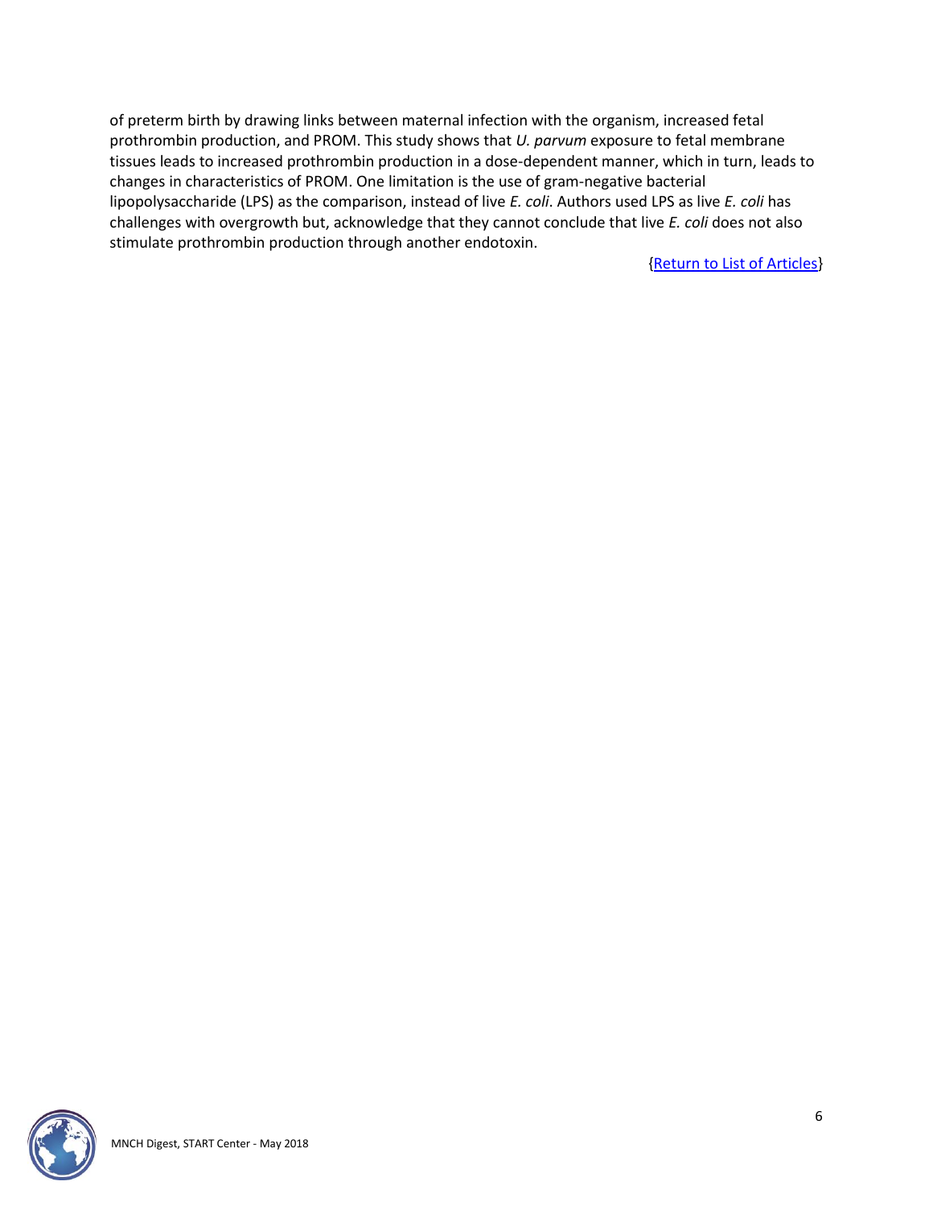of preterm birth by drawing links between maternal infection with the organism, increased fetal prothrombin production, and PROM. This study shows that *U. parvum* exposure to fetal membrane tissues leads to increased prothrombin production in a dose-dependent manner, which in turn, leads to changes in characteristics of PROM. One limitation is the use of gram-negative bacterial lipopolysaccharide (LPS) as the comparison, instead of live *E. coli*. Authors used LPS as live *E. coli* has challenges with overgrowth but, acknowledge that they cannot conclude that live *E. coli* does not also stimulate prothrombin production through another endotoxin.

{Return to List of Articles}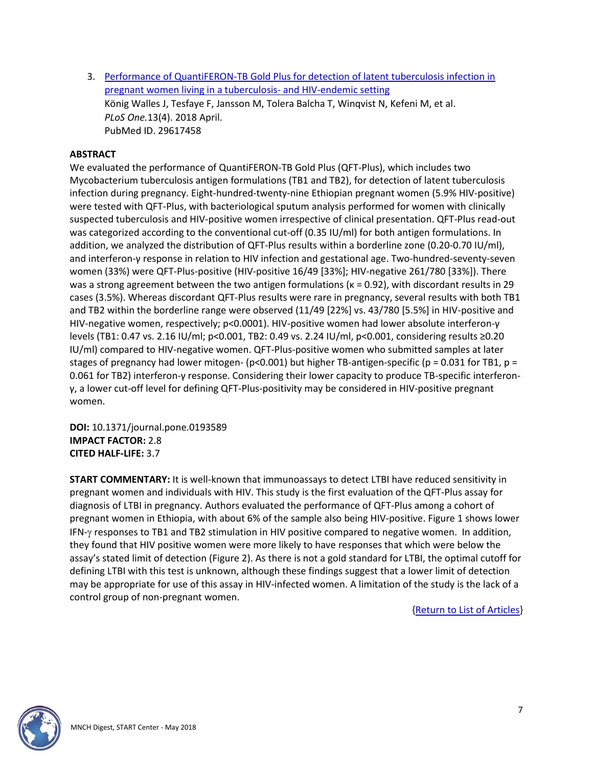3. [Performance of QuantiFERON-TB Gold Plus for detection of latent tuberculosis infection in pregnant women living in a tuberculosis- and HIV-endemic setting](#)
   König Walles J, Tesfaye F, Jansson M, Tolera Balcha T, Winqvist N, Kefeni M, et al.
   *PLoS One.*13(4). 2018 April.
   PubMed ID. 29617458

**ABSTRACT**

We evaluated the performance of QuantiFERON-TB Gold Plus (QFT-Plus), which includes two Mycobacterium tuberculosis antigen formulations (TB1 and TB2), for detection of latent tuberculosis infection during pregnancy. Eight-hundred-twenty-nine Ethiopian pregnant women (5.9% HIV-positive) were tested with QFT-Plus, with bacteriological sputum analysis performed for women with clinically suspected tuberculosis and HIV-positive women irrespective of clinical presentation. QFT-Plus read-out was categorized according to the conventional cut-off (0.35 IU/ml) for both antigen formulations. In addition, we analyzed the distribution of QFT-Plus results within a borderline zone (0.20-0.70 IU/ml), and interferon-γ response in relation to HIV infection and gestational age. Two-hundred-seventy-seven women (33%) were QFT-Plus-positive (HIV-positive 16/49 [33%]; HIV-negative 261/780 [33%]). There was a strong agreement between the two antigen formulations ($\kappa = 0.92$), with discordant results in 29 cases (3.5%). Whereas discordant QFT-Plus results were rare in pregnancy, several results with both TB1 and TB2 within the borderline range were observed (11/49 [22%] vs. 43/780 [5.5%] in HIV-positive and HIV-negative women, respectively; $p<0.0001$). HIV-positive women had lower absolute interferon-γ levels (TB1: 0.47 vs. 2.16 IU/ml; $p<0.001$, TB2: 0.49 vs. 2.24 IU/ml, $p<0.001$, considering results ≥0.20 IU/ml) compared to HIV-negative women. QFT-Plus-positive women who submitted samples at later stages of pregnancy had lower mitogen- ($p<0.001$) but higher TB-antigen-specific ($p = 0.031$ for TB1, $p = 0.061$ for TB2) interferon-γ response. Considering their lower capacity to produce TB-specific interferon-γ, a lower cut-off level for defining QFT-Plus-positivity may be considered in HIV-positive pregnant women.

**DOI:** 10.1371/journal.pone.0193589
**IMPACT FACTOR:** 2.8
**CITED HALF-LIFE:** 3.7

**START COMMENTARY:** It is well-known that immunoassays to detect LTBI have reduced sensitivity in pregnant women and individuals with HIV. This study is the first evaluation of the QFT-Plus assay for diagnosis of LTBI in pregnancy. Authors evaluated the performance of QFT-Plus among a cohort of pregnant women in Ethiopia, with about 6% of the sample also being HIV-positive. Figure 1 shows lower IFN-γ responses to TB1 and TB2 stimulation in HIV positive compared to negative women. In addition, they found that HIV positive women were more likely to have responses that which were below the assay's stated limit of detection (Figure 2). As there is not a gold standard for LTBI, the optimal cutoff for defining LTBI with this test is unknown, although these findings suggest that a lower limit of detection may be appropriate for use of this assay in HIV-infected women. A limitation of the study is the lack of a control group of non-pregnant women.

{[Return to List of Articles](#)}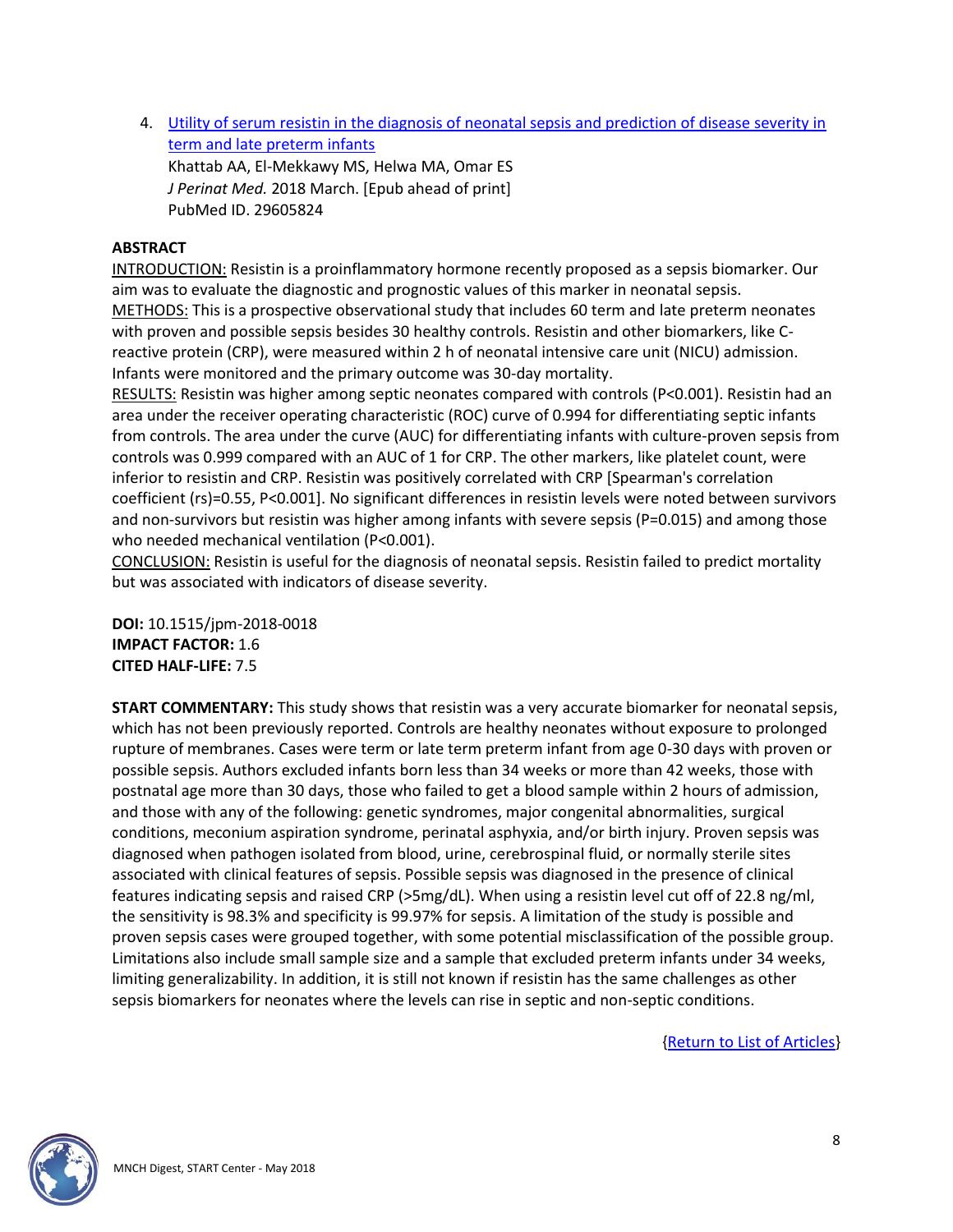4. [Utility of serum resistin in the diagnosis of neonatal sepsis and prediction of disease severity in term and late preterm infants](#)
   Khattab AA, El-Mekkawy MS, Helwa MA, Omar ES
   *J Perinat Med.* 2018 March. [Epub ahead of print]
   PubMed ID. 29605824

**ABSTRACT**

INTRODUCTION: Resistin is a proinflammatory hormone recently proposed as a sepsis biomarker. Our aim was to evaluate the diagnostic and prognostic values of this marker in neonatal sepsis.
METHODS: This is a prospective observational study that includes 60 term and late preterm neonates with proven and possible sepsis besides 30 healthy controls. Resistin and other biomarkers, like C-reactive protein (CRP), were measured within 2 h of neonatal intensive care unit (NICU) admission. Infants were monitored and the primary outcome was 30-day mortality.
RESULTS: Resistin was higher among septic neonates compared with controls ($P<0.001$). Resistin had an area under the receiver operating characteristic (ROC) curve of 0.994 for differentiating septic infants from controls. The area under the curve (AUC) for differentiating infants with culture-proven sepsis from controls was 0.999 compared with an AUC of 1 for CRP. The other markers, like platelet count, were inferior to resistin and CRP. Resistin was positively correlated with CRP [Spearman's correlation coefficient ($r_s$)=0.55, $P<0.001$]. No significant differences in resistin levels were noted between survivors and non-survivors but resistin was higher among infants with severe sepsis ($P=0.015$) and among those who needed mechanical ventilation ($P<0.001$).
CONCLUSION: Resistin is useful for the diagnosis of neonatal sepsis. Resistin failed to predict mortality but was associated with indicators of disease severity.

**DOI:** 10.1515/jpm-2018-0018
**IMPACT FACTOR:** 1.6
**CITED HALF-LIFE:** 7.5

**START COMMENTARY:** This study shows that resistin was a very accurate biomarker for neonatal sepsis, which has not been previously reported. Controls are healthy neonates without exposure to prolonged rupture of membranes. Cases were term or late term preterm infant from age 0-30 days with proven or possible sepsis. Authors excluded infants born less than 34 weeks or more than 42 weeks, those with postnatal age more than 30 days, those who failed to get a blood sample within 2 hours of admission, and those with any of the following: genetic syndromes, major congenital abnormalities, surgical conditions, meconium aspiration syndrome, perinatal asphyxia, and/or birth injury. Proven sepsis was diagnosed when pathogen isolated from blood, urine, cerebrospinal fluid, or normally sterile sites associated with clinical features of sepsis. Possible sepsis was diagnosed in the presence of clinical features indicating sepsis and raised CRP (>5mg/dL). When using a resistin level cut off of 22.8 ng/ml, the sensitivity is 98.3% and specificity is 99.97% for sepsis. A limitation of the study is possible and proven sepsis cases were grouped together, with some potential misclassification of the possible group. Limitations also include small sample size and a sample that excluded preterm infants under 34 weeks, limiting generalizability. In addition, it is still not known if resistin has the same challenges as other sepsis biomarkers for neonates where the levels can rise in septic and non-septic conditions.

{[Return to List of Articles](#)}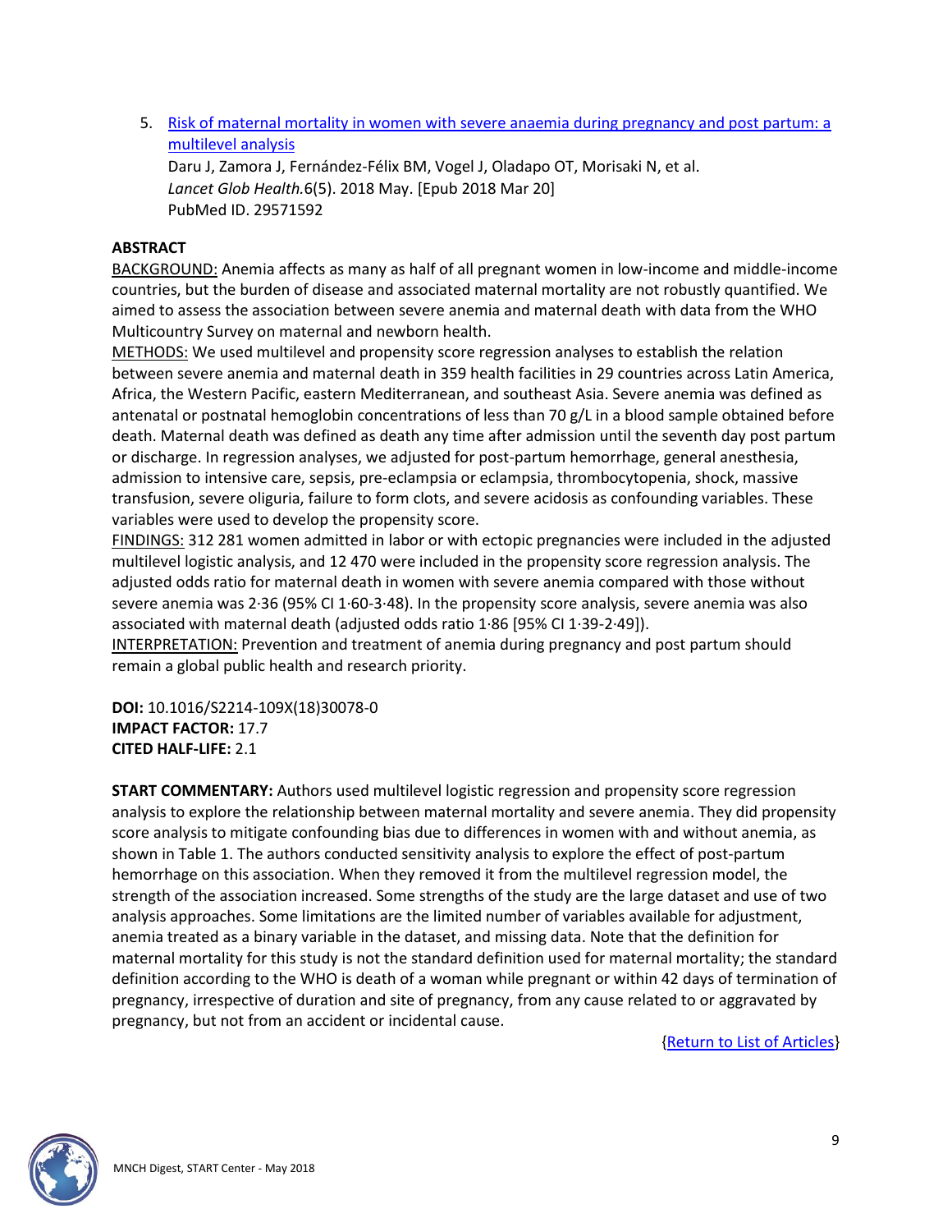5. [Risk of maternal mortality in women with severe anaemia during pregnancy and post partum: a multilevel analysis](#)
   Daru J, Zamora J, Fernández-Félix BM, Vogel J, Oladapo OT, Morisaki N, et al.
   *Lancet Glob Health.*6(5). 2018 May. [Epub 2018 Mar 20]
   PubMed ID. 29571592

**ABSTRACT**

BACKGROUND: Anemia affects as many as half of all pregnant women in low-income and middle-income countries, but the burden of disease and associated maternal mortality are not robustly quantified. We aimed to assess the association between severe anemia and maternal death with data from the WHO Multicountry Survey on maternal and newborn health.

METHODS: We used multilevel and propensity score regression analyses to establish the relation between severe anemia and maternal death in 359 health facilities in 29 countries across Latin America, Africa, the Western Pacific, eastern Mediterranean, and southeast Asia. Severe anemia was defined as antenatal or postnatal hemoglobin concentrations of less than 70 g/L in a blood sample obtained before death. Maternal death was defined as death any time after admission until the seventh day post partum or discharge. In regression analyses, we adjusted for post-partum hemorrhage, general anesthesia, admission to intensive care, sepsis, pre-eclampsia or eclampsia, thrombocytopenia, shock, massive transfusion, severe oliguria, failure to form clots, and severe acidosis as confounding variables. These variables were used to develop the propensity score.

FINDINGS: 312 281 women admitted in labor or with ectopic pregnancies were included in the adjusted multilevel logistic analysis, and 12 470 were included in the propensity score regression analysis. The adjusted odds ratio for maternal death in women with severe anemia compared with those without severe anemia was 2·36 (95% CI 1·60-3·48). In the propensity score analysis, severe anemia was also associated with maternal death (adjusted odds ratio 1·86 [95% CI 1·39-2·49]).

INTERPRETATION: Prevention and treatment of anemia during pregnancy and post partum should remain a global public health and research priority.

**DOI:** 10.1016/S2214-109X(18)30078-0
**IMPACT FACTOR:** 17.7
**CITED HALF-LIFE:** 2.1

**START COMMENTARY:** Authors used multilevel logistic regression and propensity score regression analysis to explore the relationship between maternal mortality and severe anemia. They did propensity score analysis to mitigate confounding bias due to differences in women with and without anemia, as shown in Table 1. The authors conducted sensitivity analysis to explore the effect of post-partum hemorrhage on this association. When they removed it from the multilevel regression model, the strength of the association increased. Some strengths of the study are the large dataset and use of two analysis approaches. Some limitations are the limited number of variables available for adjustment, anemia treated as a binary variable in the dataset, and missing data. Note that the definition for maternal mortality for this study is not the standard definition used for maternal mortality; the standard definition according to the WHO is death of a woman while pregnant or within 42 days of termination of pregnancy, irrespective of duration and site of pregnancy, from any cause related to or aggravated by pregnancy, but not from an accident or incidental cause.

{[Return to List of Articles](#)}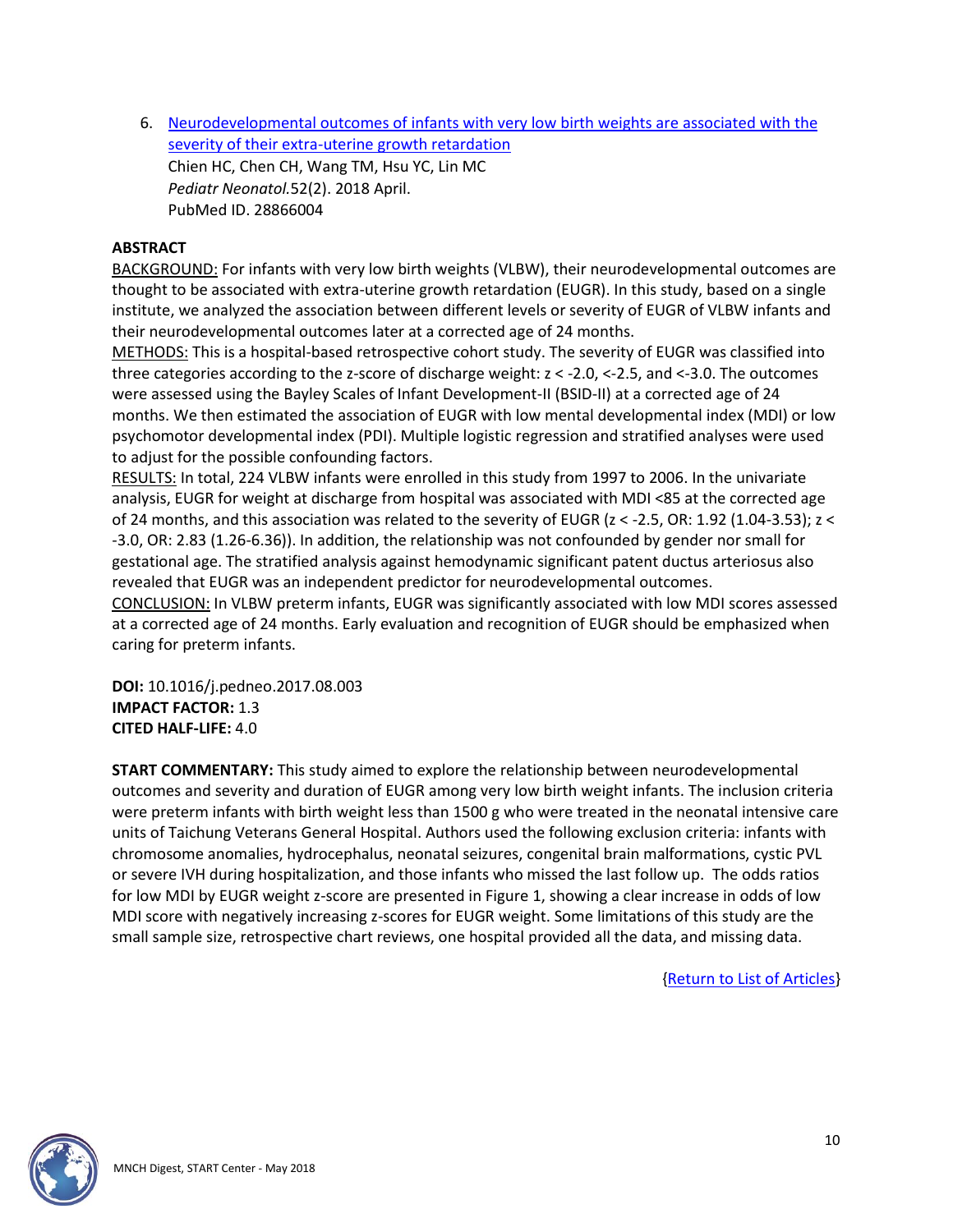6. [Neurodevelopmental outcomes of infants with very low birth weights are associated with the severity of their extra-uterine growth retardation](#)
   Chien HC, Chen CH, Wang TM, Hsu YC, Lin MC
   *Pediatr Neonatol.*52(2). 2018 April.
   PubMed ID. 28866004

**ABSTRACT**

BACKGROUND: For infants with very low birth weights (VLBW), their neurodevelopmental outcomes are thought to be associated with extra-uterine growth retardation (EUGR). In this study, based on a single institute, we analyzed the association between different levels or severity of EUGR of VLBW infants and their neurodevelopmental outcomes later at a corrected age of 24 months.

METHODS: This is a hospital-based retrospective cohort study. The severity of EUGR was classified into three categories according to the z-score of discharge weight: $z < -2.0$, $<-2.5$, and $<-3.0$. The outcomes were assessed using the Bayley Scales of Infant Development-II (BSID-II) at a corrected age of 24 months. We then estimated the association of EUGR with low mental developmental index (MDI) or low psychomotor developmental index (PDI). Multiple logistic regression and stratified analyses were used to adjust for the possible confounding factors.

RESULTS: In total, 224 VLBW infants were enrolled in this study from 1997 to 2006. In the univariate analysis, EUGR for weight at discharge from hospital was associated with MDI <85 at the corrected age of 24 months, and this association was related to the severity of EUGR ($z < -2.5$, OR: 1.92 (1.04-3.53); $z < -3.0$, OR: 2.83 (1.26-6.36)). In addition, the relationship was not confounded by gender nor small for gestational age. The stratified analysis against hemodynamic significant patent ductus arteriosus also revealed that EUGR was an independent predictor for neurodevelopmental outcomes.

CONCLUSION: In VLBW preterm infants, EUGR was significantly associated with low MDI scores assessed at a corrected age of 24 months. Early evaluation and recognition of EUGR should be emphasized when caring for preterm infants.

**DOI:** 10.1016/j.pedneo.2017.08.003
**IMPACT FACTOR:** 1.3
**CITED HALF-LIFE:** 4.0

**START COMMENTARY:** This study aimed to explore the relationship between neurodevelopmental outcomes and severity and duration of EUGR among very low birth weight infants. The inclusion criteria were preterm infants with birth weight less than 1500 g who were treated in the neonatal intensive care units of Taichung Veterans General Hospital. Authors used the following exclusion criteria: infants with chromosome anomalies, hydrocephalus, neonatal seizures, congenital brain malformations, cystic PVL or severe IVH during hospitalization, and those infants who missed the last follow up. The odds ratios for low MDI by EUGR weight z-score are presented in Figure 1, showing a clear increase in odds of low MDI score with negatively increasing z-scores for EUGR weight. Some limitations of this study are the small sample size, retrospective chart reviews, one hospital provided all the data, and missing data.

{[Return to List of Articles](#)}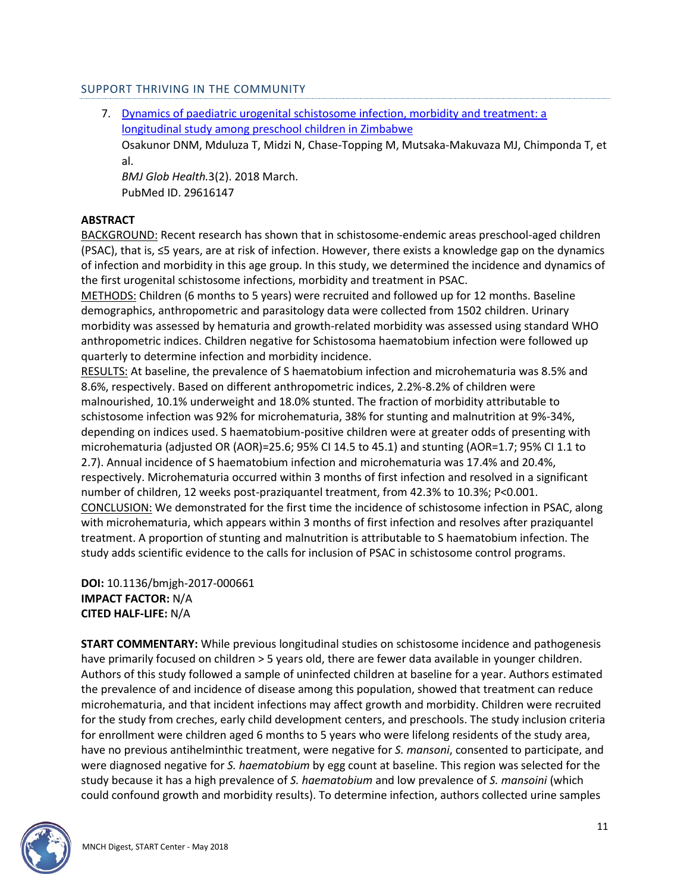## SUPPORT THRIVING IN THE COMMUNITY

7. [Dynamics of paediatric urogenital schistosome infection, morbidity and treatment: a longitudinal study among preschool children in Zimbabwe](#)
   Osakunor DNM, Mduluza T, Midzi N, Chase-Topping M, Mutsaka-Makuvaza MJ, Chimponda T, et al.
   *BMJ Glob Health.*3(2). 2018 March.
   PubMed ID. 29616147

**ABSTRACT**

BACKGROUND: Recent research has shown that in schistosome-endemic areas preschool-aged children (PSAC), that is, ≤5 years, are at risk of infection. However, there exists a knowledge gap on the dynamics of infection and morbidity in this age group. In this study, we determined the incidence and dynamics of the first urogenital schistosome infections, morbidity and treatment in PSAC.

METHODS: Children (6 months to 5 years) were recruited and followed up for 12 months. Baseline demographics, anthropometric and parasitology data were collected from 1502 children. Urinary morbidity was assessed by hematuria and growth-related morbidity was assessed using standard WHO anthropometric indices. Children negative for Schistosoma haematobium infection were followed up quarterly to determine infection and morbidity incidence.

RESULTS: At baseline, the prevalence of S haematobium infection and microhematuria was 8.5% and 8.6%, respectively. Based on different anthropometric indices, 2.2%-8.2% of children were malnourished, 10.1% underweight and 18.0% stunted. The fraction of morbidity attributable to schistosome infection was 92% for microhematuria, 38% for stunting and malnutrition at 9%-34%, depending on indices used. S haematobium-positive children were at greater odds of presenting with microhematuria (adjusted OR (AOR)=25.6; 95% CI 14.5 to 45.1) and stunting (AOR=1.7; 95% CI 1.1 to 2.7). Annual incidence of S haematobium infection and microhematuria was 17.4% and 20.4%, respectively. Microhematuria occurred within 3 months of first infection and resolved in a significant number of children, 12 weeks post-praziquantel treatment, from 42.3% to 10.3%; P<0.001.

CONCLUSION: We demonstrated for the first time the incidence of schistosome infection in PSAC, along with microhematuria, which appears within 3 months of first infection and resolves after praziquantel treatment. A proportion of stunting and malnutrition is attributable to S haematobium infection. The study adds scientific evidence to the calls for inclusion of PSAC in schistosome control programs.

**DOI:** 10.1136/bmjgh-2017-000661
**IMPACT FACTOR:** N/A
**CITED HALF-LIFE:** N/A

**START COMMENTARY:** While previous longitudinal studies on schistosome incidence and pathogenesis have primarily focused on children > 5 years old, there are fewer data available in younger children. Authors of this study followed a sample of uninfected children at baseline for a year. Authors estimated the prevalence of and incidence of disease among this population, showed that treatment can reduce microhematuria, and that incident infections may affect growth and morbidity. Children were recruited for the study from creches, early child development centers, and preschools. The study inclusion criteria for enrollment were children aged 6 months to 5 years who were lifelong residents of the study area, have no previous antihelminthic treatment, were negative for *S. mansoni*, consented to participate, and were diagnosed negative for *S. haematobium* by egg count at baseline. This region was selected for the study because it has a high prevalence of *S. haematobium* and low prevalence of *S. mansoini* (which could confound growth and morbidity results). To determine infection, authors collected urine samples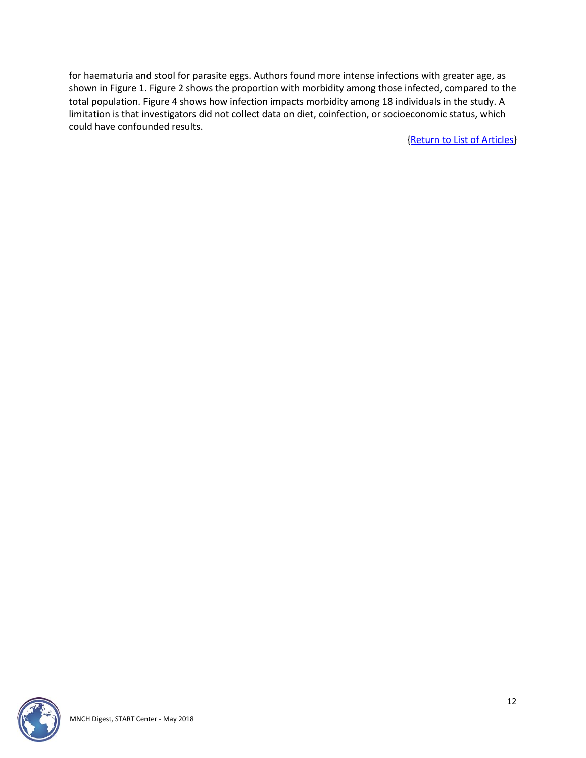for haematuria and stool for parasite eggs. Authors found more intense infections with greater age, as shown in Figure 1. Figure 2 shows the proportion with morbidity among those infected, compared to the total population. Figure 4 shows how infection impacts morbidity among 18 individuals in the study. A limitation is that investigators did not collect data on diet, coinfection, or socioeconomic status, which could have confounded results.

{Return to List of Articles}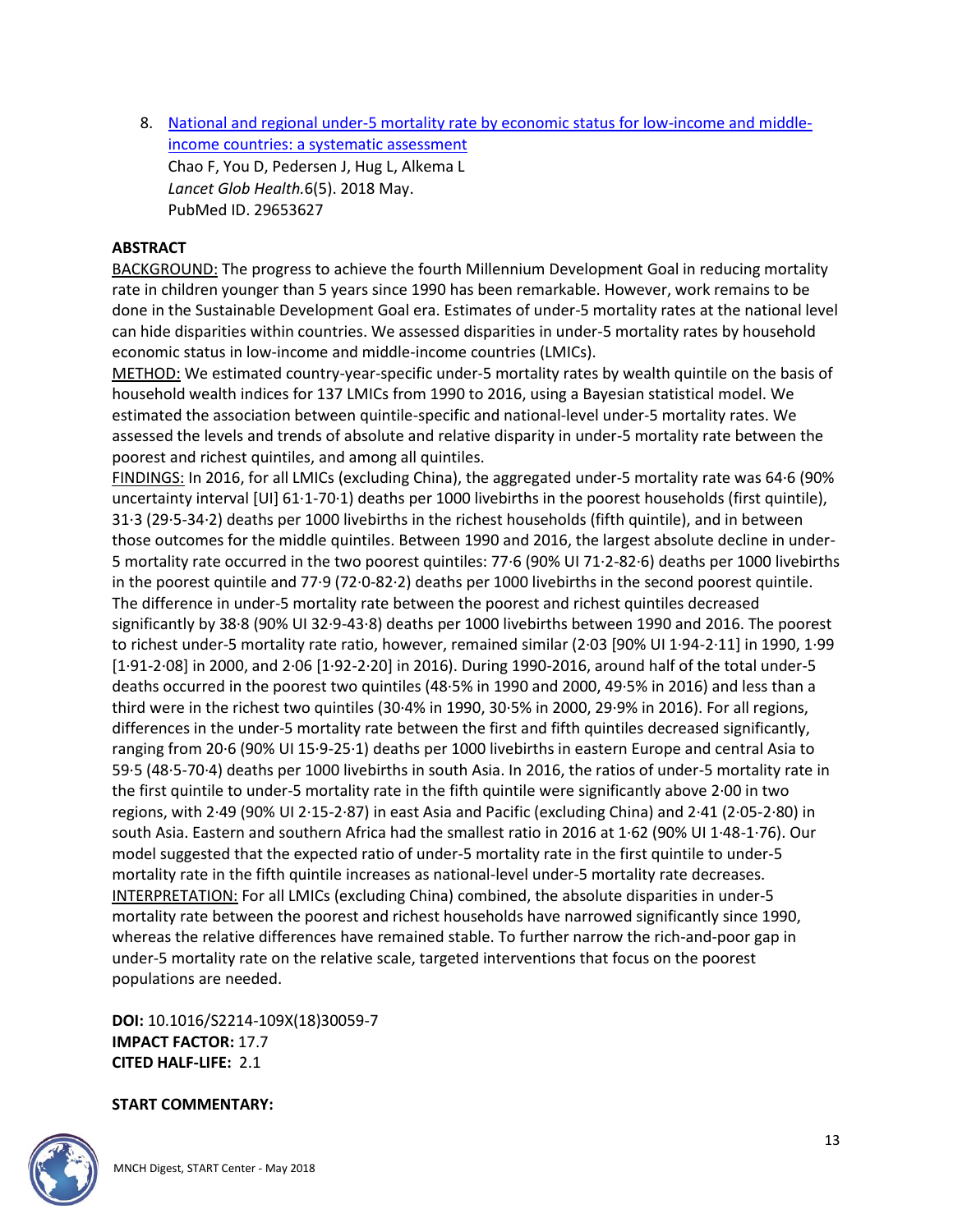8. [National and regional under-5 mortality rate by economic status for low-income and middle-income countries: a systematic assessment](#)
   Chao F, You D, Pedersen J, Hug L, Alkema L
   *Lancet Glob Health.*6(5). 2018 May.
   PubMed ID. 29653627

**ABSTRACT**

BACKGROUND: The progress to achieve the fourth Millennium Development Goal in reducing mortality rate in children younger than 5 years since 1990 has been remarkable. However, work remains to be done in the Sustainable Development Goal era. Estimates of under-5 mortality rates at the national level can hide disparities within countries. We assessed disparities in under-5 mortality rates by household economic status in low-income and middle-income countries (LMICs).
METHOD: We estimated country-year-specific under-5 mortality rates by wealth quintile on the basis of household wealth indices for 137 LMICs from 1990 to 2016, using a Bayesian statistical model. We estimated the association between quintile-specific and national-level under-5 mortality rates. We assessed the levels and trends of absolute and relative disparity in under-5 mortality rate between the poorest and richest quintiles, and among all quintiles.
FINDINGS: In 2016, for all LMICs (excluding China), the aggregated under-5 mortality rate was 64·6 (90% uncertainty interval [UI] 61·1-70·1) deaths per 1000 livebirths in the poorest households (first quintile), 31·3 (29·5-34·2) deaths per 1000 livebirths in the richest households (fifth quintile), and in between those outcomes for the middle quintiles. Between 1990 and 2016, the largest absolute decline in under-5 mortality rate occurred in the two poorest quintiles: 77·6 (90% UI 71·2-82·6) deaths per 1000 livebirths in the poorest quintile and 77·9 (72·0-82·2) deaths per 1000 livebirths in the second poorest quintile. The difference in under-5 mortality rate between the poorest and richest quintiles decreased significantly by 38·8 (90% UI 32·9-43·8) deaths per 1000 livebirths between 1990 and 2016. The poorest to richest under-5 mortality rate ratio, however, remained similar (2·03 [90% UI 1·94-2·11] in 1990, 1·99 [1·91-2·08] in 2000, and 2·06 [1·92-2·20] in 2016). During 1990-2016, around half of the total under-5 deaths occurred in the poorest two quintiles (48·5% in 1990 and 2000, 49·5% in 2016) and less than a third were in the richest two quintiles (30·4% in 1990, 30·5% in 2000, 29·9% in 2016). For all regions, differences in the under-5 mortality rate between the first and fifth quintiles decreased significantly, ranging from 20·6 (90% UI 15·9-25·1) deaths per 1000 livebirths in eastern Europe and central Asia to 59·5 (48·5-70·4) deaths per 1000 livebirths in south Asia. In 2016, the ratios of under-5 mortality rate in the first quintile to under-5 mortality rate in the fifth quintile were significantly above 2·00 in two regions, with 2·49 (90% UI 2·15-2·87) in east Asia and Pacific (excluding China) and 2·41 (2·05-2·80) in south Asia. Eastern and southern Africa had the smallest ratio in 2016 at 1·62 (90% UI 1·48-1·76). Our model suggested that the expected ratio of under-5 mortality rate in the first quintile to under-5 mortality rate in the fifth quintile increases as national-level under-5 mortality rate decreases.
INTERPRETATION: For all LMICs (excluding China) combined, the absolute disparities in under-5 mortality rate between the poorest and richest households have narrowed significantly since 1990, whereas the relative differences have remained stable. To further narrow the rich-and-poor gap in under-5 mortality rate on the relative scale, targeted interventions that focus on the poorest populations are needed.

**DOI:** 10.1016/S2214-109X(18)30059-7
**IMPACT FACTOR:** 17.7
**CITED HALF-LIFE:** 2.1

**START COMMENTARY:**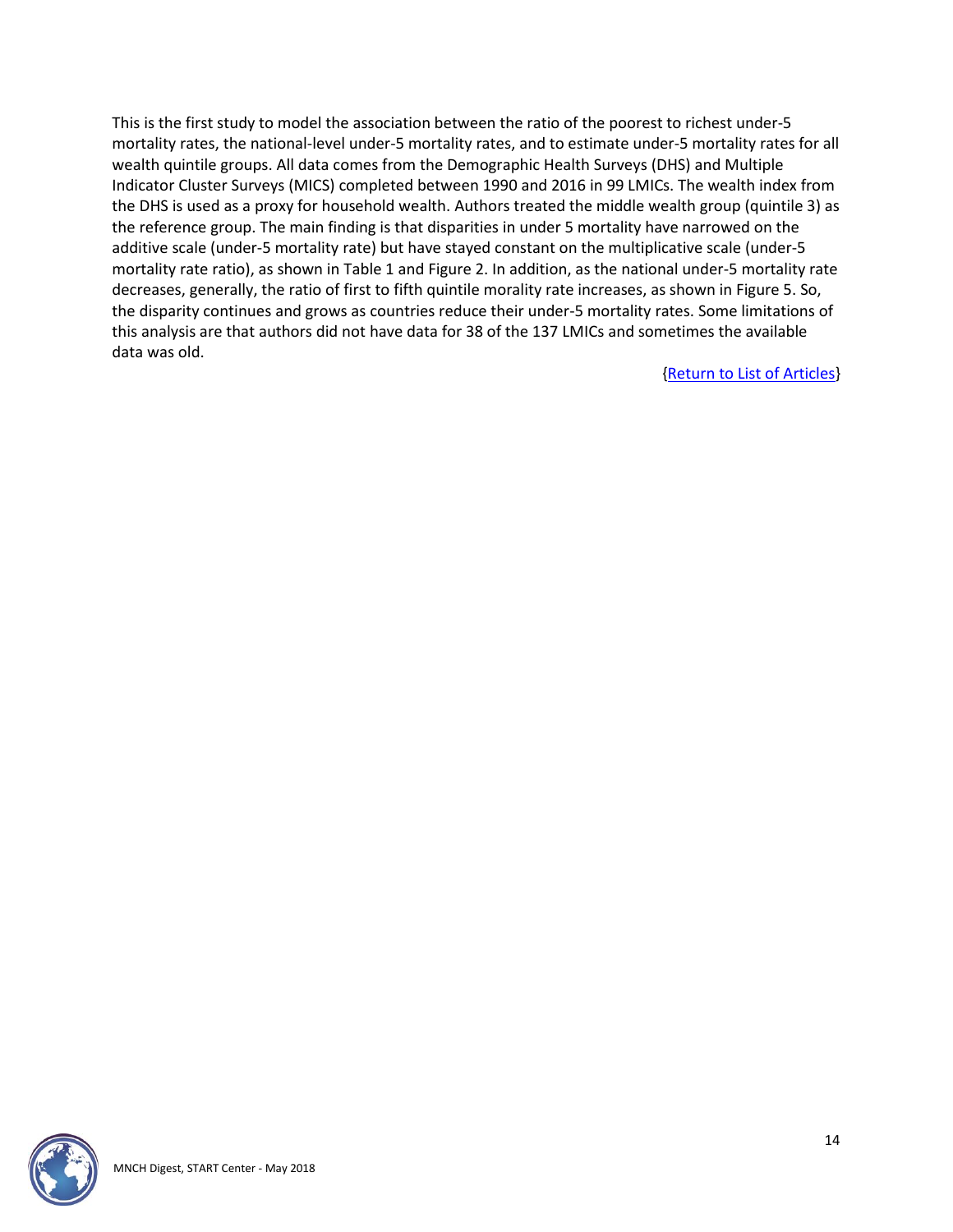This is the first study to model the association between the ratio of the poorest to richest under-5 mortality rates, the national-level under-5 mortality rates, and to estimate under-5 mortality rates for all wealth quintile groups. All data comes from the Demographic Health Surveys (DHS) and Multiple Indicator Cluster Surveys (MICS) completed between 1990 and 2016 in 99 LMICs. The wealth index from the DHS is used as a proxy for household wealth. Authors treated the middle wealth group (quintile 3) as the reference group. The main finding is that disparities in under 5 mortality have narrowed on the additive scale (under-5 mortality rate) but have stayed constant on the multiplicative scale (under-5 mortality rate ratio), as shown in Table 1 and Figure 2. In addition, as the national under-5 mortality rate decreases, generally, the ratio of first to fifth quintile morality rate increases, as shown in Figure 5. So, the disparity continues and grows as countries reduce their under-5 mortality rates. Some limitations of this analysis are that authors did not have data for 38 of the 137 LMICs and sometimes the available data was old.

{Return to List of Articles}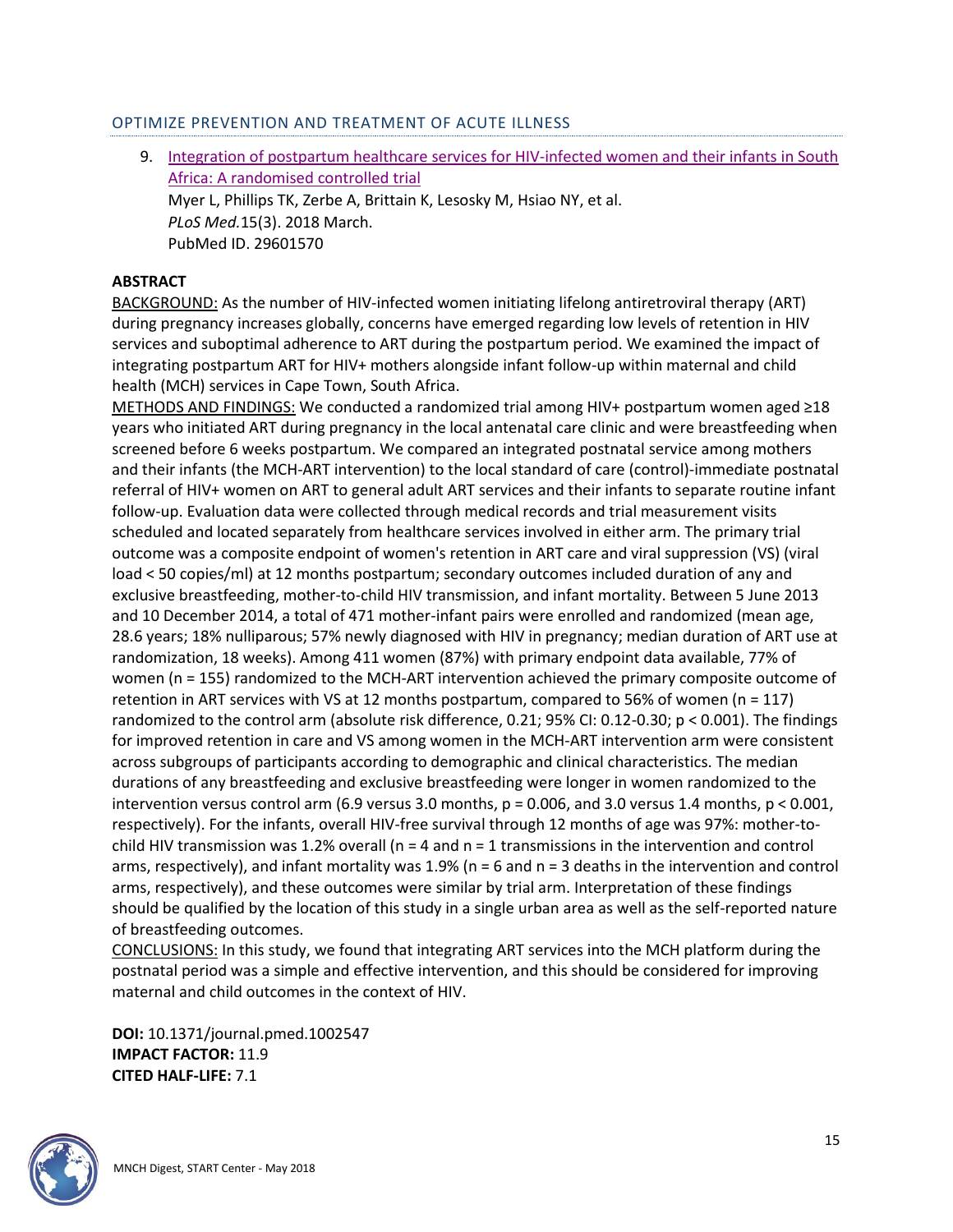## OPTIMIZE PREVENTION AND TREATMENT OF ACUTE ILLNESS

9. Integration of postpartum healthcare services for HIV-infected women and their infants in South Africa: A randomised controlled trial
   Myer L, Phillips TK, Zerbe A, Brittain K, Lesosky M, Hsiao NY, et al.
   *PLoS Med.*15(3). 2018 March.
   PubMed ID. 29601570

**ABSTRACT**

BACKGROUND: As the number of HIV-infected women initiating lifelong antiretroviral therapy (ART) during pregnancy increases globally, concerns have emerged regarding low levels of retention in HIV services and suboptimal adherence to ART during the postpartum period. We examined the impact of integrating postpartum ART for HIV+ mothers alongside infant follow-up within maternal and child health (MCH) services in Cape Town, South Africa.

METHODS AND FINDINGS: We conducted a randomized trial among HIV+ postpartum women aged ≥18 years who initiated ART during pregnancy in the local antenatal care clinic and were breastfeeding when screened before 6 weeks postpartum. We compared an integrated postnatal service among mothers and their infants (the MCH-ART intervention) to the local standard of care (control)-immediate postnatal referral of HIV+ women on ART to general adult ART services and their infants to separate routine infant follow-up. Evaluation data were collected through medical records and trial measurement visits scheduled and located separately from healthcare services involved in either arm. The primary trial outcome was a composite endpoint of women's retention in ART care and viral suppression (VS) (viral load < 50 copies/ml) at 12 months postpartum; secondary outcomes included duration of any and exclusive breastfeeding, mother-to-child HIV transmission, and infant mortality. Between 5 June 2013 and 10 December 2014, a total of 471 mother-infant pairs were enrolled and randomized (mean age, 28.6 years; 18% nulliparous; 57% newly diagnosed with HIV in pregnancy; median duration of ART use at randomization, 18 weeks). Among 411 women (87%) with primary endpoint data available, 77% of women (n = 155) randomized to the MCH-ART intervention achieved the primary composite outcome of retention in ART services with VS at 12 months postpartum, compared to 56% of women (n = 117) randomized to the control arm (absolute risk difference, 0.21; 95% CI: 0.12-0.30; $p < 0.001$). The findings for improved retention in care and VS among women in the MCH-ART intervention arm were consistent across subgroups of participants according to demographic and clinical characteristics. The median durations of any breastfeeding and exclusive breastfeeding were longer in women randomized to the intervention versus control arm (6.9 versus 3.0 months, $p = 0.006$, and 3.0 versus 1.4 months, $p < 0.001$, respectively). For the infants, overall HIV-free survival through 12 months of age was 97%: mother-to-child HIV transmission was 1.2% overall (n = 4 and n = 1 transmissions in the intervention and control arms, respectively), and infant mortality was 1.9% (n = 6 and n = 3 deaths in the intervention and control arms, respectively), and these outcomes were similar by trial arm. Interpretation of these findings should be qualified by the location of this study in a single urban area as well as the self-reported nature of breastfeeding outcomes.

CONCLUSIONS: In this study, we found that integrating ART services into the MCH platform during the postnatal period was a simple and effective intervention, and this should be considered for improving maternal and child outcomes in the context of HIV.

**DOI:** 10.1371/journal.pmed.1002547
**IMPACT FACTOR:** 11.9
**CITED HALF-LIFE:** 7.1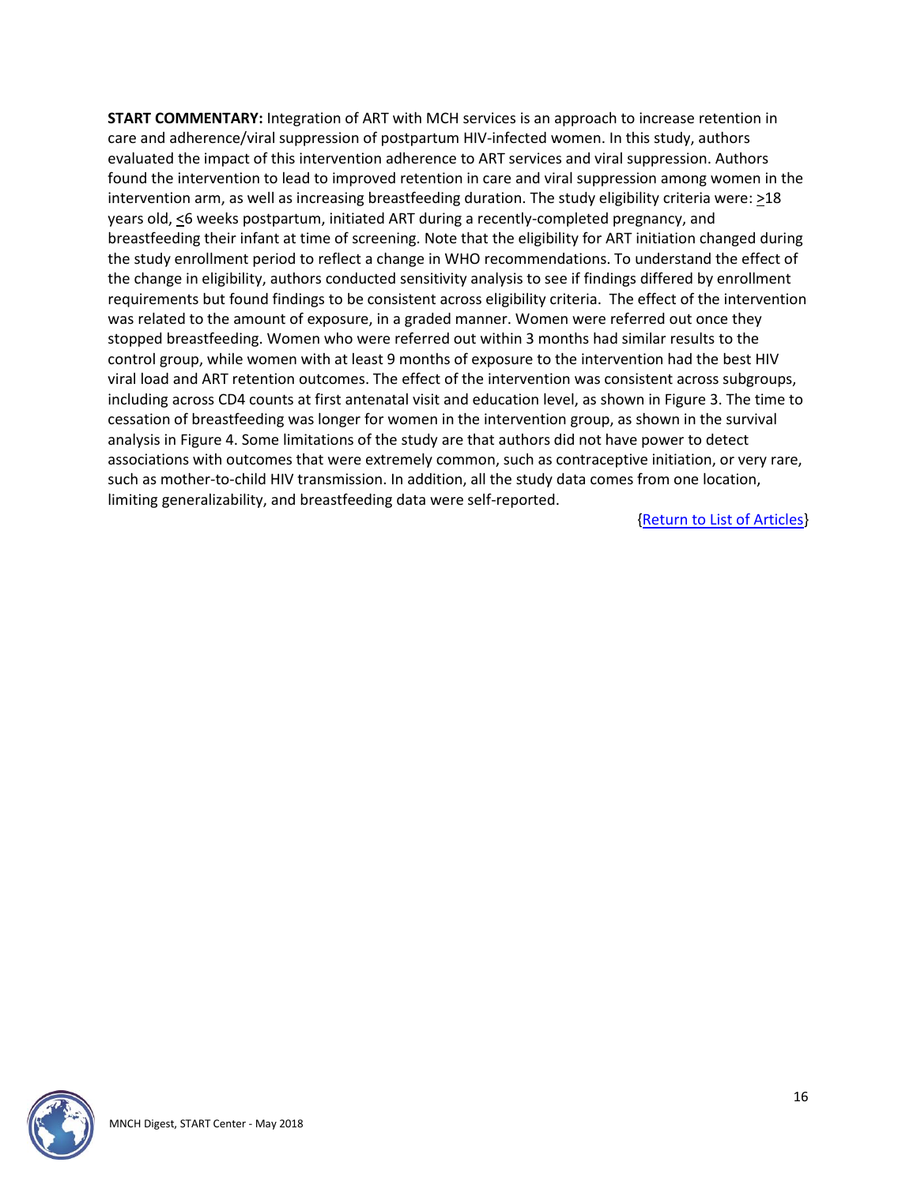**START COMMENTARY:** Integration of ART with MCH services is an approach to increase retention in care and adherence/viral suppression of postpartum HIV-infected women. In this study, authors evaluated the impact of this intervention adherence to ART services and viral suppression. Authors found the intervention to lead to improved retention in care and viral suppression among women in the intervention arm, as well as increasing breastfeeding duration. The study eligibility criteria were: ≥18 years old, ≤6 weeks postpartum, initiated ART during a recently-completed pregnancy, and breastfeeding their infant at time of screening. Note that the eligibility for ART initiation changed during the study enrollment period to reflect a change in WHO recommendations. To understand the effect of the change in eligibility, authors conducted sensitivity analysis to see if findings differed by enrollment requirements but found findings to be consistent across eligibility criteria. The effect of the intervention was related to the amount of exposure, in a graded manner. Women were referred out once they stopped breastfeeding. Women who were referred out within 3 months had similar results to the control group, while women with at least 9 months of exposure to the intervention had the best HIV viral load and ART retention outcomes. The effect of the intervention was consistent across subgroups, including across CD4 counts at first antenatal visit and education level, as shown in Figure 3. The time to cessation of breastfeeding was longer for women in the intervention group, as shown in the survival analysis in Figure 4. Some limitations of the study are that authors did not have power to detect associations with outcomes that were extremely common, such as contraceptive initiation, or very rare, such as mother-to-child HIV transmission. In addition, all the study data comes from one location, limiting generalizability, and breastfeeding data were self-reported.

{Return to List of Articles}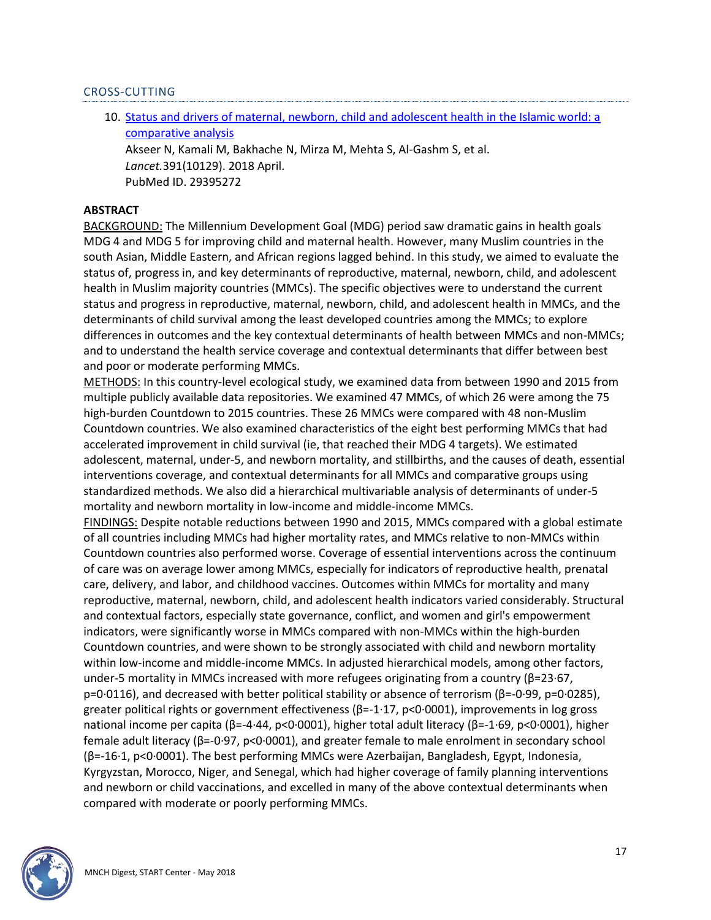## CROSS-CUTTING

10. [Status and drivers of maternal, newborn, child and adolescent health in the Islamic world: a comparative analysis](#)
    Akseer N, Kamali M, Bakhache N, Mirza M, Mehta S, Al-Gashm S, et al.
    *Lancet.*391(10129). 2018 April.
    PubMed ID. 29395272

**ABSTRACT**

BACKGROUND: The Millennium Development Goal (MDG) period saw dramatic gains in health goals MDG 4 and MDG 5 for improving child and maternal health. However, many Muslim countries in the south Asian, Middle Eastern, and African regions lagged behind. In this study, we aimed to evaluate the status of, progress in, and key determinants of reproductive, maternal, newborn, child, and adolescent health in Muslim majority countries (MMCs). The specific objectives were to understand the current status and progress in reproductive, maternal, newborn, child, and adolescent health in MMCs, and the determinants of child survival among the least developed countries among the MMCs; to explore differences in outcomes and the key contextual determinants of health between MMCs and non-MMCs; and to understand the health service coverage and contextual determinants that differ between best and poor or moderate performing MMCs.

METHODS: In this country-level ecological study, we examined data from between 1990 and 2015 from multiple publicly available data repositories. We examined 47 MMCs, of which 26 were among the 75 high-burden Countdown to 2015 countries. These 26 MMCs were compared with 48 non-Muslim Countdown countries. We also examined characteristics of the eight best performing MMCs that had accelerated improvement in child survival (ie, that reached their MDG 4 targets). We estimated adolescent, maternal, under-5, and newborn mortality, and stillbirths, and the causes of death, essential interventions coverage, and contextual determinants for all MMCs and comparative groups using standardized methods. We also did a hierarchical multivariable analysis of determinants of under-5 mortality and newborn mortality in low-income and middle-income MMCs.

FINDINGS: Despite notable reductions between 1990 and 2015, MMCs compared with a global estimate of all countries including MMCs had higher mortality rates, and MMCs relative to non-MMCs within Countdown countries also performed worse. Coverage of essential interventions across the continuum of care was on average lower among MMCs, especially for indicators of reproductive health, prenatal care, delivery, and labor, and childhood vaccines. Outcomes within MMCs for mortality and many reproductive, maternal, newborn, child, and adolescent health indicators varied considerably. Structural and contextual factors, especially state governance, conflict, and women and girl's empowerment indicators, were significantly worse in MMCs compared with non-MMCs within the high-burden Countdown countries, and were shown to be strongly associated with child and newborn mortality within low-income and middle-income MMCs. In adjusted hierarchical models, among other factors, under-5 mortality in MMCs increased with more refugees originating from a country ($\beta$=23·67, p=0·0116), and decreased with better political stability or absence of terrorism ($\beta$=-0·99, p=0·0285), greater political rights or government effectiveness ($\beta$=-1·17, p<0·0001), improvements in log gross national income per capita ($\beta$=-4·44, p<0·0001), higher total adult literacy ($\beta$=-1·69, p<0·0001), higher female adult literacy ($\beta$=-0·97, p<0·0001), and greater female to male enrolment in secondary school ($\beta$=-16·1, p<0·0001). The best performing MMCs were Azerbaijan, Bangladesh, Egypt, Indonesia, Kyrgyzstan, Morocco, Niger, and Senegal, which had higher coverage of family planning interventions and newborn or child vaccinations, and excelled in many of the above contextual determinants when compared with moderate or poorly performing MMCs.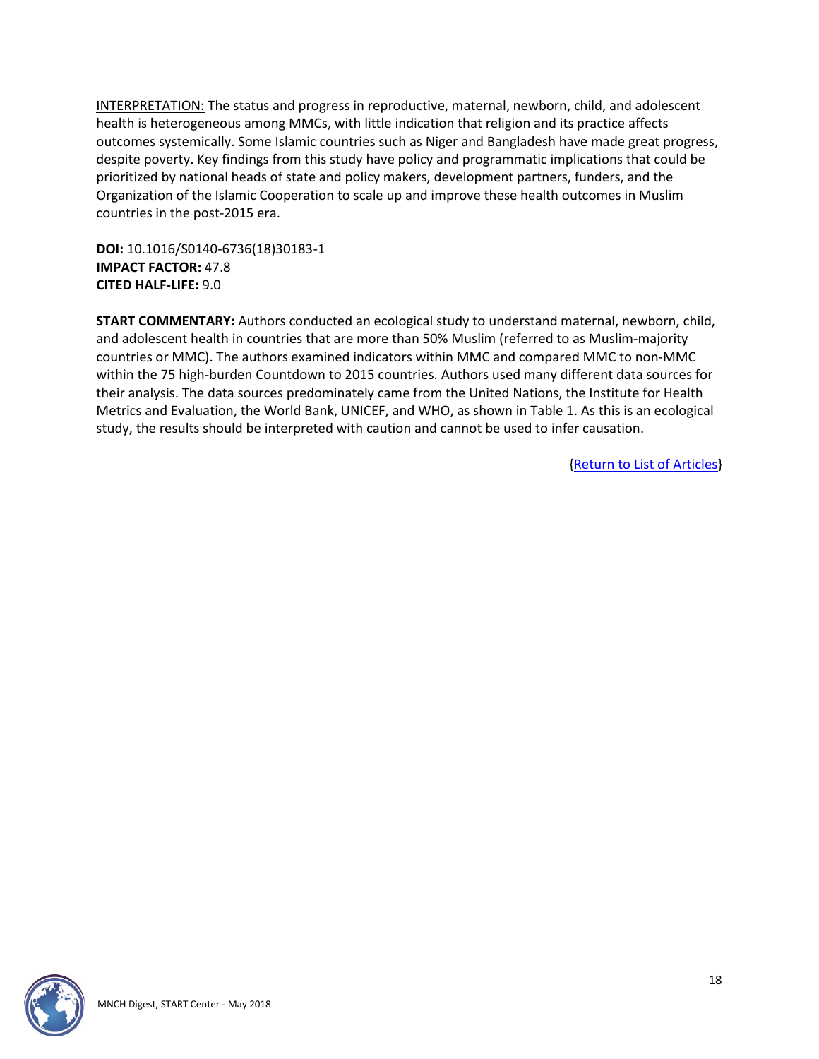INTERPRETATION: The status and progress in reproductive, maternal, newborn, child, and adolescent health is heterogeneous among MMCs, with little indication that religion and its practice affects outcomes systemically. Some Islamic countries such as Niger and Bangladesh have made great progress, despite poverty. Key findings from this study have policy and programmatic implications that could be prioritized by national heads of state and policy makers, development partners, funders, and the Organization of the Islamic Cooperation to scale up and improve these health outcomes in Muslim countries in the post-2015 era.

**DOI:** 10.1016/S0140-6736(18)30183-1
**IMPACT FACTOR:** 47.8
**CITED HALF-LIFE:** 9.0

**START COMMENTARY:** Authors conducted an ecological study to understand maternal, newborn, child, and adolescent health in countries that are more than 50% Muslim (referred to as Muslim-majority countries or MMC). The authors examined indicators within MMC and compared MMC to non-MMC within the 75 high-burden Countdown to 2015 countries. Authors used many different data sources for their analysis. The data sources predominately came from the United Nations, the Institute for Health Metrics and Evaluation, the World Bank, UNICEF, and WHO, as shown in Table 1. As this is an ecological study, the results should be interpreted with caution and cannot be used to infer causation.

{Return to List of Articles}